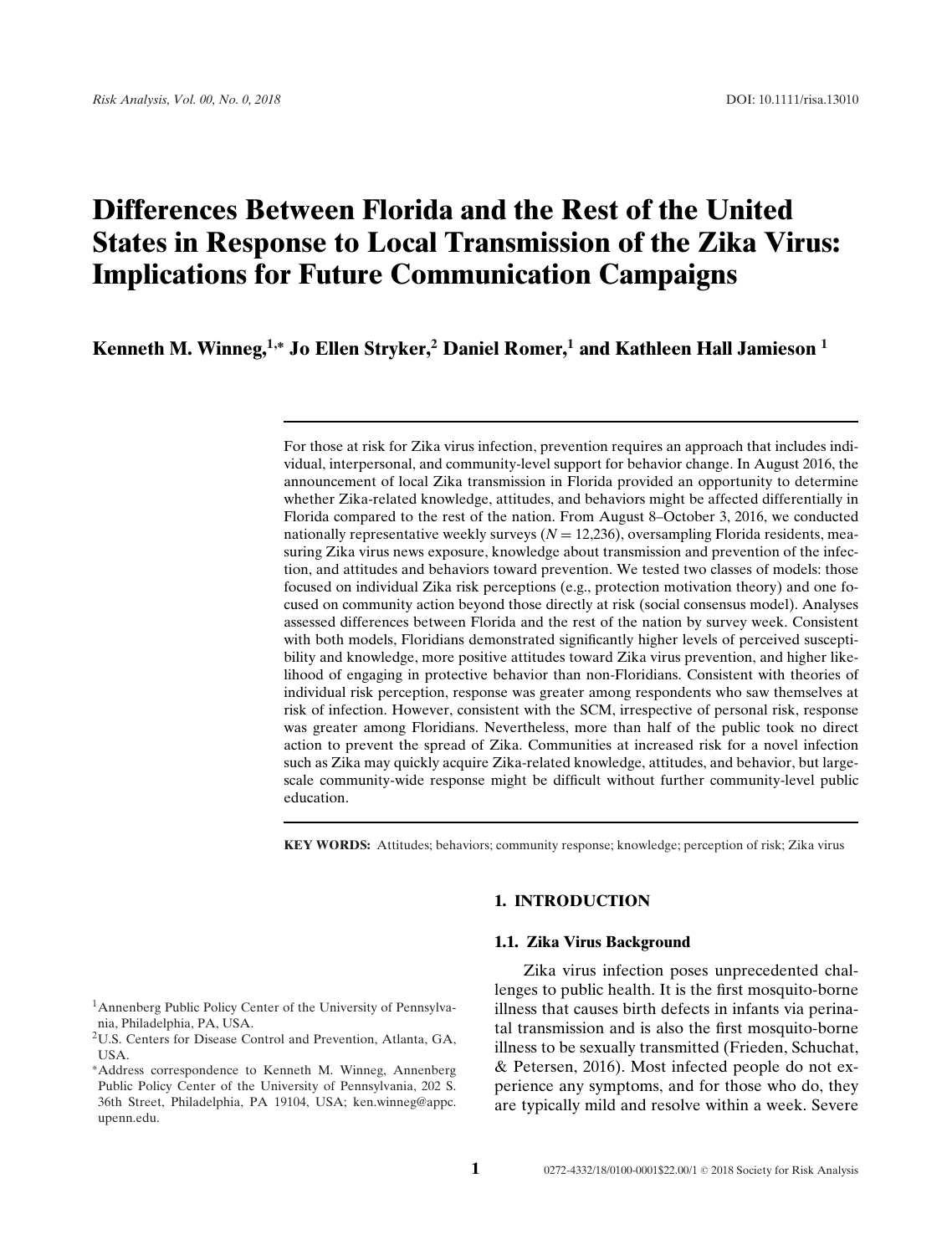# Differences Between Florida and the Rest of the United States in Response to Local Transmission of the Zika Virus: Implications for Future Communication Campaigns

**Kenneth M. Winneg,[1,*] Jo Ellen Stryker,[2] Daniel Romer,[1] and Kathleen Hall Jamieson [1]**

For those at risk for Zika virus infection, prevention requires an approach that includes individual, interpersonal, and community-level support for behavior change. In August 2016, the announcement of local Zika transmission in Florida provided an opportunity to determine whether Zika-related knowledge, attitudes, and behaviors might be affected differentially in Florida compared to the rest of the nation. From August 8–October 3, 2016, we conducted nationally representative weekly surveys ($N = 12{,}236$), oversampling Florida residents, measuring Zika virus news exposure, knowledge about transmission and prevention of the infection, and attitudes and behaviors toward prevention. We tested two classes of models: those focused on individual Zika risk perceptions (e.g., protection motivation theory) and one focused on community action beyond those directly at risk (social consensus model). Analyses assessed differences between Florida and the rest of the nation by survey week. Consistent with both models, Floridians demonstrated significantly higher levels of perceived susceptibility and knowledge, more positive attitudes toward Zika virus prevention, and higher likelihood of engaging in protective behavior than non-Floridians. Consistent with theories of individual risk perception, response was greater among respondents who saw themselves at risk of infection. However, consistent with the SCM, irrespective of personal risk, response was greater among Floridians. Nevertheless, more than half of the public took no direct action to prevent the spread of Zika. Communities at increased risk for a novel infection such as Zika may quickly acquire Zika-related knowledge, attitudes, and behavior, but large-scale community-wide response might be difficult without further community-level public education.

**KEY WORDS:** Attitudes; behaviors; community response; knowledge; perception of risk; Zika virus

## 1. INTRODUCTION

### 1.1. Zika Virus Background

Zika virus infection poses unprecedented challenges to public health. It is the first mosquito-borne illness that causes birth defects in infants via perinatal transmission and is also the first mosquito-borne illness to be sexually transmitted (Frieden, Schuchat, & Petersen, 2016). Most infected people do not experience any symptoms, and for those who do, they are typically mild and resolve within a week. Severe

[1] Annenberg Public Policy Center of the University of Pennsylvania, Philadelphia, PA, USA.

[2] U.S. Centers for Disease Control and Prevention, Atlanta, GA, USA.

[*] Address correspondence to Kenneth M. Winneg, Annenberg Public Policy Center of the University of Pennsylvania, 202 S. 36th Street, Philadelphia, PA 19104, USA; ken.winneg@appc.upenn.edu.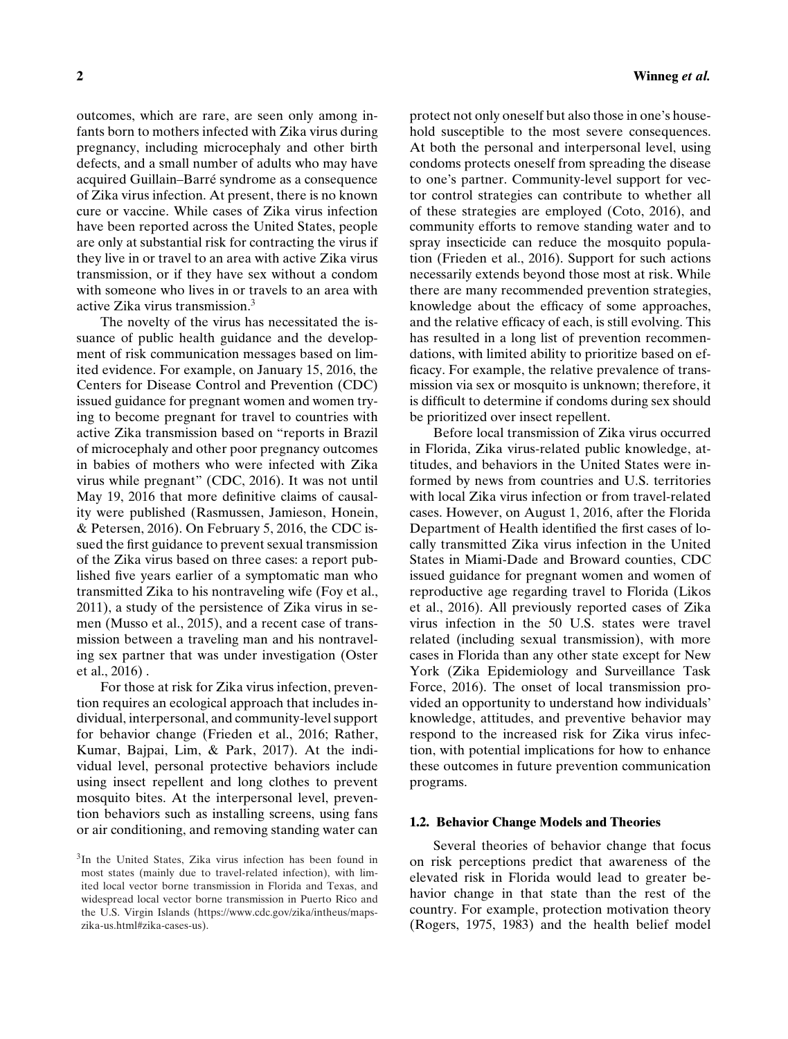outcomes, which are rare, are seen only among infants born to mothers infected with Zika virus during pregnancy, including microcephaly and other birth defects, and a small number of adults who may have acquired Guillain–Barré syndrome as a consequence of Zika virus infection. At present, there is no known cure or vaccine. While cases of Zika virus infection have been reported across the United States, people are only at substantial risk for contracting the virus if they live in or travel to an area with active Zika virus transmission, or if they have sex without a condom with someone who lives in or travels to an area with active Zika virus transmission.[3]

The novelty of the virus has necessitated the issuance of public health guidance and the development of risk communication messages based on limited evidence. For example, on January 15, 2016, the Centers for Disease Control and Prevention (CDC) issued guidance for pregnant women and women trying to become pregnant for travel to countries with active Zika transmission based on "reports in Brazil of microcephaly and other poor pregnancy outcomes in babies of mothers who were infected with Zika virus while pregnant" (CDC, 2016). It was not until May 19, 2016 that more definitive claims of causality were published (Rasmussen, Jamieson, Honein, & Petersen, 2016). On February 5, 2016, the CDC issued the first guidance to prevent sexual transmission of the Zika virus based on three cases: a report published five years earlier of a symptomatic man who transmitted Zika to his nontraveling wife (Foy et al., 2011), a study of the persistence of Zika virus in semen (Musso et al., 2015), and a recent case of transmission between a traveling man and his nontraveling sex partner that was under investigation (Oster et al., 2016) .

For those at risk for Zika virus infection, prevention requires an ecological approach that includes individual, interpersonal, and community-level support for behavior change (Frieden et al., 2016; Rather, Kumar, Bajpai, Lim, & Park, 2017). At the individual level, personal protective behaviors include using insect repellent and long clothes to prevent mosquito bites. At the interpersonal level, prevention behaviors such as installing screens, using fans or air conditioning, and removing standing water can protect not only oneself but also those in one's household susceptible to the most severe consequences. At both the personal and interpersonal level, using condoms protects oneself from spreading the disease to one's partner. Community-level support for vector control strategies can contribute to whether all of these strategies are employed (Coto, 2016), and community efforts to remove standing water and to spray insecticide can reduce the mosquito population (Frieden et al., 2016). Support for such actions necessarily extends beyond those most at risk. While there are many recommended prevention strategies, knowledge about the efficacy of some approaches, and the relative efficacy of each, is still evolving. This has resulted in a long list of prevention recommendations, with limited ability to prioritize based on efficacy. For example, the relative prevalence of transmission via sex or mosquito is unknown; therefore, it is difficult to determine if condoms during sex should be prioritized over insect repellent.

Before local transmission of Zika virus occurred in Florida, Zika virus-related public knowledge, attitudes, and behaviors in the United States were informed by news from countries and U.S. territories with local Zika virus infection or from travel-related cases. However, on August 1, 2016, after the Florida Department of Health identified the first cases of locally transmitted Zika virus infection in the United States in Miami-Dade and Broward counties, CDC issued guidance for pregnant women and women of reproductive age regarding travel to Florida (Likos et al., 2016). All previously reported cases of Zika virus infection in the 50 U.S. states were travel related (including sexual transmission), with more cases in Florida than any other state except for New York (Zika Epidemiology and Surveillance Task Force, 2016). The onset of local transmission provided an opportunity to understand how individuals' knowledge, attitudes, and preventive behavior may respond to the increased risk for Zika virus infection, with potential implications for how to enhance these outcomes in future prevention communication programs.

### 1.2. Behavior Change Models and Theories

Several theories of behavior change that focus on risk perceptions predict that awareness of the elevated risk in Florida would lead to greater behavior change in that state than the rest of the country. For example, protection motivation theory (Rogers, 1975, 1983) and the health belief model

[3] In the United States, Zika virus infection has been found in most states (mainly due to travel-related infection), with limited local vector borne transmission in Florida and Texas, and widespread local vector borne transmission in Puerto Rico and the U.S. Virgin Islands (https://www.cdc.gov/zika/intheus/maps-zika-us.html#zika-cases-us).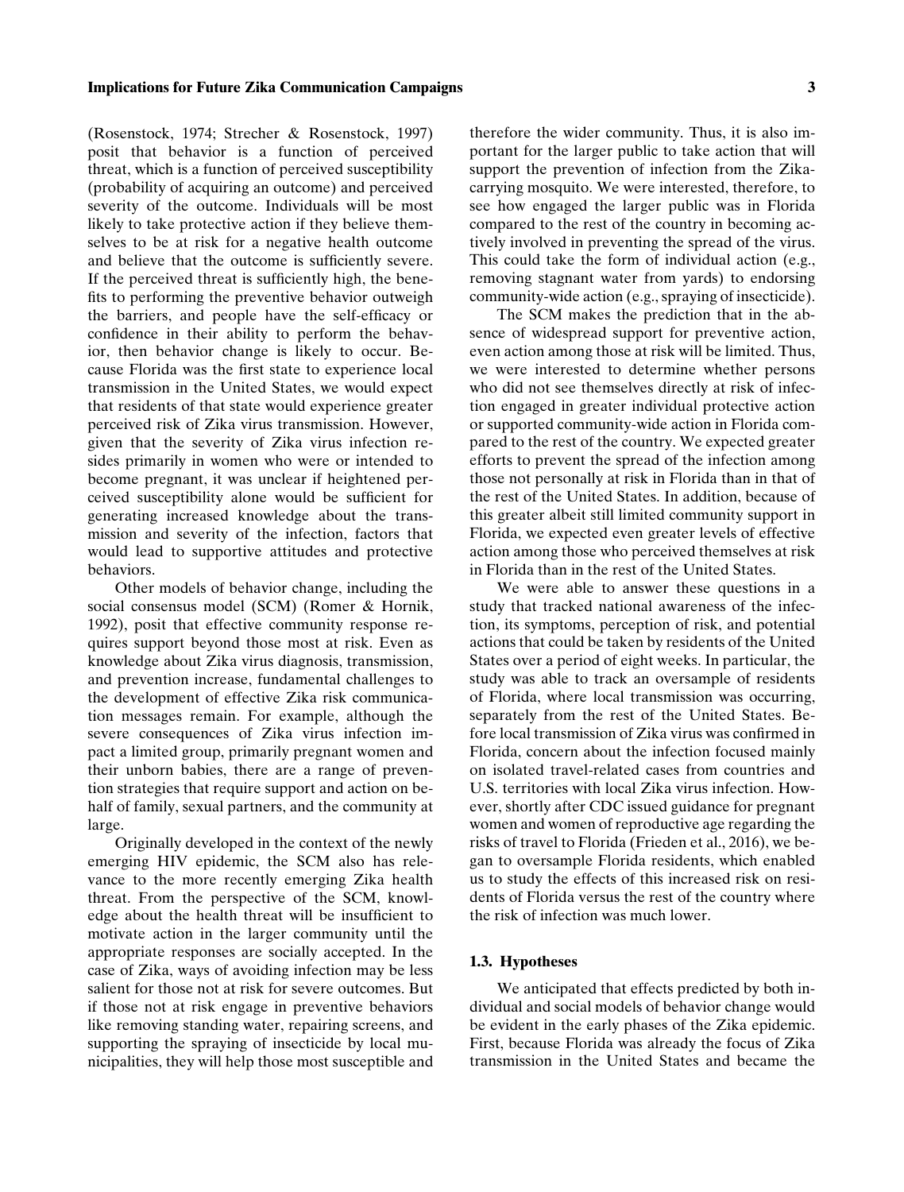(Rosenstock, 1974; Strecher & Rosenstock, 1997) posit that behavior is a function of perceived threat, which is a function of perceived susceptibility (probability of acquiring an outcome) and perceived severity of the outcome. Individuals will be most likely to take protective action if they believe themselves to be at risk for a negative health outcome and believe that the outcome is sufficiently severe. If the perceived threat is sufficiently high, the benefits to performing the preventive behavior outweigh the barriers, and people have the self-efficacy or confidence in their ability to perform the behavior, then behavior change is likely to occur. Because Florida was the first state to experience local transmission in the United States, we would expect that residents of that state would experience greater perceived risk of Zika virus transmission. However, given that the severity of Zika virus infection resides primarily in women who were or intended to become pregnant, it was unclear if heightened perceived susceptibility alone would be sufficient for generating increased knowledge about the transmission and severity of the infection, factors that would lead to supportive attitudes and protective behaviors.

Other models of behavior change, including the social consensus model (SCM) (Romer & Hornik, 1992), posit that effective community response requires support beyond those most at risk. Even as knowledge about Zika virus diagnosis, transmission, and prevention increase, fundamental challenges to the development of effective Zika risk communication messages remain. For example, although the severe consequences of Zika virus infection impact a limited group, primarily pregnant women and their unborn babies, there are a range of prevention strategies that require support and action on behalf of family, sexual partners, and the community at large.

Originally developed in the context of the newly emerging HIV epidemic, the SCM also has relevance to the more recently emerging Zika health threat. From the perspective of the SCM, knowledge about the health threat will be insufficient to motivate action in the larger community until the appropriate responses are socially accepted. In the case of Zika, ways of avoiding infection may be less salient for those not at risk for severe outcomes. But if those not at risk engage in preventive behaviors like removing standing water, repairing screens, and supporting the spraying of insecticide by local municipalities, they will help those most susceptible and therefore the wider community. Thus, it is also important for the larger public to take action that will support the prevention of infection from the Zika-carrying mosquito. We were interested, therefore, to see how engaged the larger public was in Florida compared to the rest of the country in becoming actively involved in preventing the spread of the virus. This could take the form of individual action (e.g., removing stagnant water from yards) to endorsing community-wide action (e.g., spraying of insecticide).

The SCM makes the prediction that in the absence of widespread support for preventive action, even action among those at risk will be limited. Thus, we were interested to determine whether persons who did not see themselves directly at risk of infection engaged in greater individual protective action or supported community-wide action in Florida compared to the rest of the country. We expected greater efforts to prevent the spread of the infection among those not personally at risk in Florida than in that of the rest of the United States. In addition, because of this greater albeit still limited community support in Florida, we expected even greater levels of effective action among those who perceived themselves at risk in Florida than in the rest of the United States.

We were able to answer these questions in a study that tracked national awareness of the infection, its symptoms, perception of risk, and potential actions that could be taken by residents of the United States over a period of eight weeks. In particular, the study was able to track an oversample of residents of Florida, where local transmission was occurring, separately from the rest of the United States. Before local transmission of Zika virus was confirmed in Florida, concern about the infection focused mainly on isolated travel-related cases from countries and U.S. territories with local Zika virus infection. However, shortly after CDC issued guidance for pregnant women and women of reproductive age regarding the risks of travel to Florida (Frieden et al., 2016), we began to oversample Florida residents, which enabled us to study the effects of this increased risk on residents of Florida versus the rest of the country where the risk of infection was much lower.

### 1.3. Hypotheses

We anticipated that effects predicted by both individual and social models of behavior change would be evident in the early phases of the Zika epidemic. First, because Florida was already the focus of Zika transmission in the United States and became the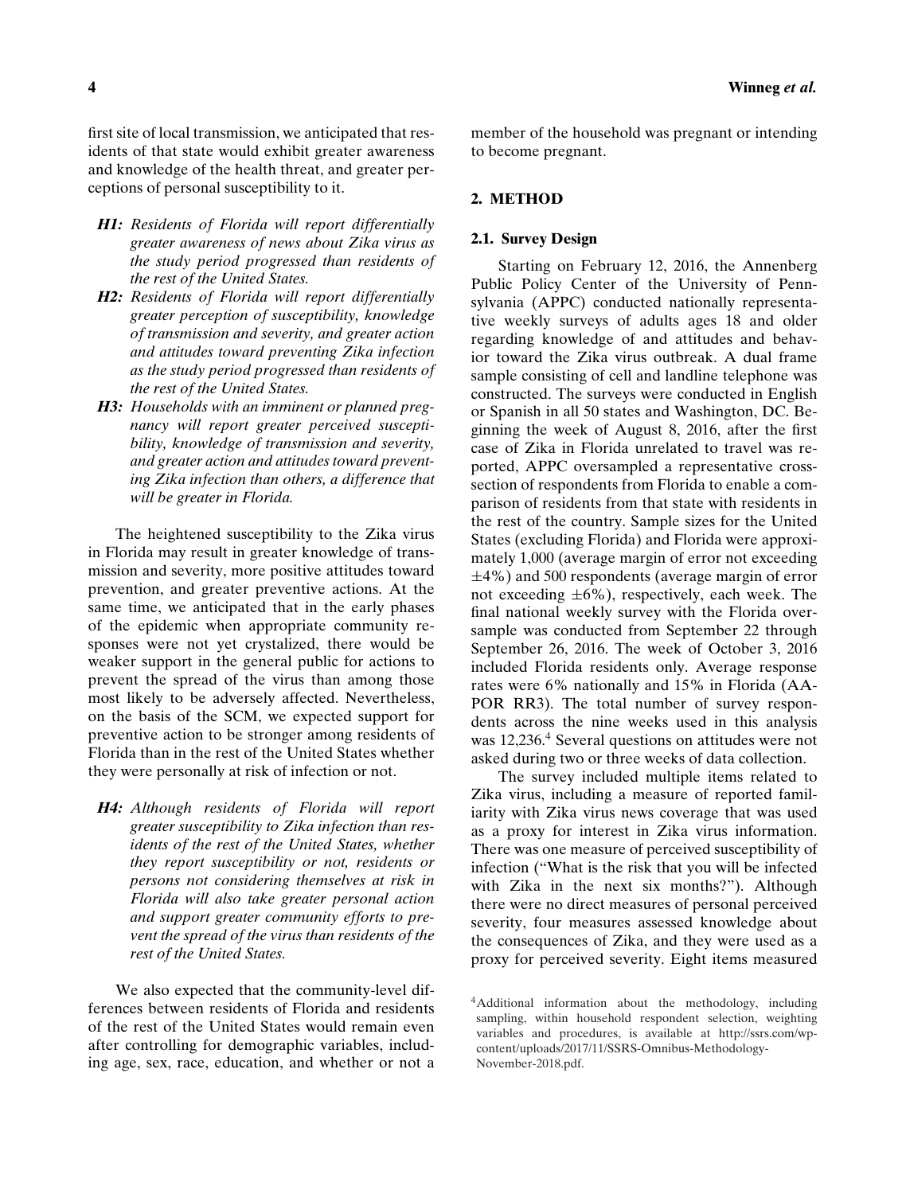first site of local transmission, we anticipated that residents of that state would exhibit greater awareness and knowledge of the health threat, and greater perceptions of personal susceptibility to it.

- ***H1:*** *Residents of Florida will report differentially greater awareness of news about Zika virus as the study period progressed than residents of the rest of the United States.*
- ***H2:*** *Residents of Florida will report differentially greater perception of susceptibility, knowledge of transmission and severity, and greater action and attitudes toward preventing Zika infection as the study period progressed than residents of the rest of the United States.*
- ***H3:*** *Households with an imminent or planned pregnancy will report greater perceived susceptibility, knowledge of transmission and severity, and greater action and attitudes toward preventing Zika infection than others, a difference that will be greater in Florida.*

The heightened susceptibility to the Zika virus in Florida may result in greater knowledge of transmission and severity, more positive attitudes toward prevention, and greater preventive actions. At the same time, we anticipated that in the early phases of the epidemic when appropriate community responses were not yet crystalized, there would be weaker support in the general public for actions to prevent the spread of the virus than among those most likely to be adversely affected. Nevertheless, on the basis of the SCM, we expected support for preventive action to be stronger among residents of Florida than in the rest of the United States whether they were personally at risk of infection or not.

- ***H4:*** *Although residents of Florida will report greater susceptibility to Zika infection than residents of the rest of the United States, whether they report susceptibility or not, residents or persons not considering themselves at risk in Florida will also take greater personal action and support greater community efforts to prevent the spread of the virus than residents of the rest of the United States.*

We also expected that the community-level differences between residents of Florida and residents of the rest of the United States would remain even after controlling for demographic variables, including age, sex, race, education, and whether or not a member of the household was pregnant or intending to become pregnant.

## 2. METHOD

### 2.1. Survey Design

Starting on February 12, 2016, the Annenberg Public Policy Center of the University of Pennsylvania (APPC) conducted nationally representative weekly surveys of adults ages 18 and older regarding knowledge of and attitudes and behavior toward the Zika virus outbreak. A dual frame sample consisting of cell and landline telephone was constructed. The surveys were conducted in English or Spanish in all 50 states and Washington, DC. Beginning the week of August 8, 2016, after the first case of Zika in Florida unrelated to travel was reported, APPC oversampled a representative cross-section of respondents from Florida to enable a comparison of residents from that state with residents in the rest of the country. Sample sizes for the United States (excluding Florida) and Florida were approximately 1,000 (average margin of error not exceeding $\pm 4\%$) and 500 respondents (average margin of error not exceeding $\pm 6\%$), respectively, each week. The final national weekly survey with the Florida oversample was conducted from September 22 through September 26, 2016. The week of October 3, 2016 included Florida residents only. Average response rates were 6% nationally and 15% in Florida (AAPOR RR3). The total number of survey respondents across the nine weeks used in this analysis was 12,236.[4] Several questions on attitudes were not asked during two or three weeks of data collection.

The survey included multiple items related to Zika virus, including a measure of reported familiarity with Zika virus news coverage that was used as a proxy for interest in Zika virus information. There was one measure of perceived susceptibility of infection ("What is the risk that you will be infected with Zika in the next six months?"). Although there were no direct measures of personal perceived severity, four measures assessed knowledge about the consequences of Zika, and they were used as a proxy for perceived severity. Eight items measured

[4]Additional information about the methodology, including sampling, within household respondent selection, weighting variables and procedures, is available at http://ssrs.com/wp-content/uploads/2017/11/SSRS-Omnibus-Methodology-November-2018.pdf.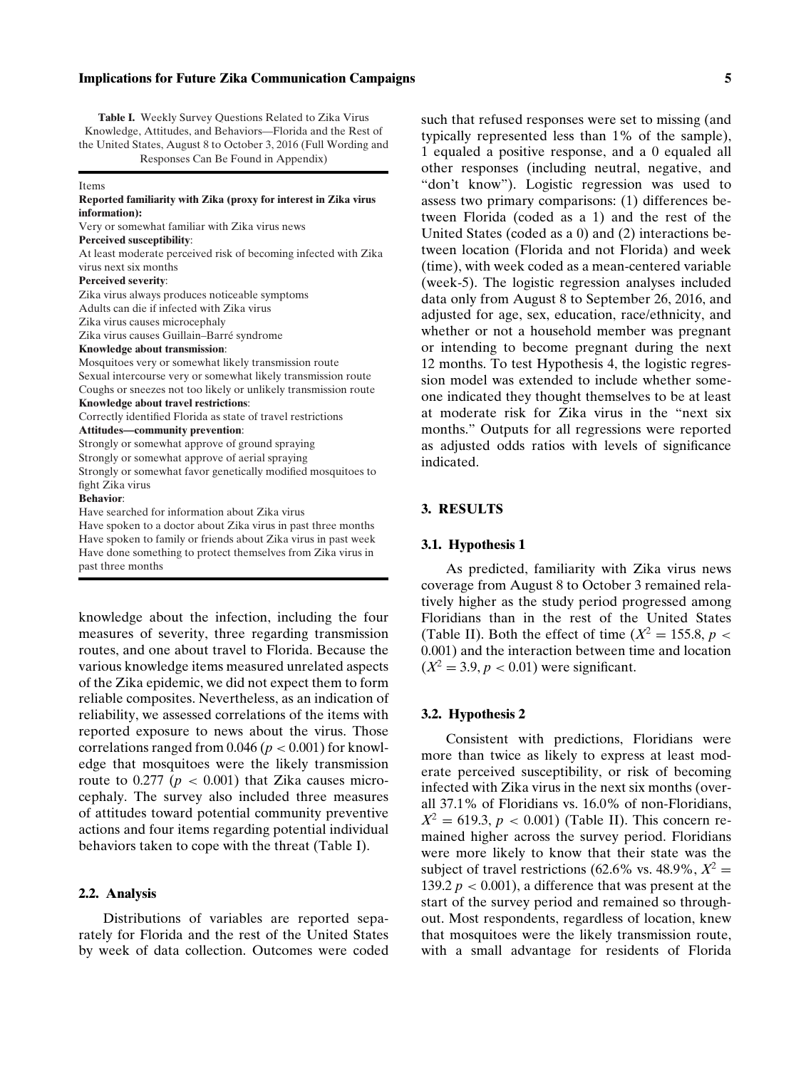**Table I.** Weekly Survey Questions Related to Zika Virus Knowledge, Attitudes, and Behaviors—Florida and the Rest of the United States, August 8 to October 3, 2016 (Full Wording and Responses Can Be Found in Appendix)

| Items |
|---|
| **Reported familiarity with Zika (proxy for interest in Zika virus information):** |
| Very or somewhat familiar with Zika virus news |
| **Perceived susceptibility**: |
| At least moderate perceived risk of becoming infected with Zika virus next six months |
| **Perceived severity**: |
| Zika virus always produces noticeable symptoms |
| Adults can die if infected with Zika virus |
| Zika virus causes microcephaly |
| Zika virus causes Guillain–Barré syndrome |
| **Knowledge about transmission**: |
| Mosquitoes very or somewhat likely transmission route |
| Sexual intercourse very or somewhat likely transmission route |
| Coughs or sneezes not too likely or unlikely transmission route |
| **Knowledge about travel restrictions**: |
| Correctly identified Florida as state of travel restrictions |
| **Attitudes—community prevention**: |
| Strongly or somewhat approve of ground spraying |
| Strongly or somewhat approve of aerial spraying |
| Strongly or somewhat favor genetically modified mosquitoes to fight Zika virus |
| **Behavior**: |
| Have searched for information about Zika virus |
| Have spoken to a doctor about Zika virus in past three months |
| Have spoken to family or friends about Zika virus in past week |
| Have done something to protect themselves from Zika virus in past three months |

knowledge about the infection, including the four measures of severity, three regarding transmission routes, and one about travel to Florida. Because the various knowledge items measured unrelated aspects of the Zika epidemic, we did not expect them to form reliable composites. Nevertheless, as an indication of reliability, we assessed correlations of the items with reported exposure to news about the virus. Those correlations ranged from 0.046 ($p < 0.001$) for knowledge that mosquitoes were the likely transmission route to 0.277 ($p < 0.001$) that Zika causes microcephaly. The survey also included three measures of attitudes toward potential community preventive actions and four items regarding potential individual behaviors taken to cope with the threat (Table I).

### 2.2. Analysis

Distributions of variables are reported separately for Florida and the rest of the United States by week of data collection. Outcomes were coded such that refused responses were set to missing (and typically represented less than 1% of the sample), 1 equaled a positive response, and a 0 equaled all other responses (including neutral, negative, and "don't know"). Logistic regression was used to assess two primary comparisons: (1) differences between Florida (coded as a 1) and the rest of the United States (coded as a 0) and (2) interactions between location (Florida and not Florida) and week (time), with week coded as a mean-centered variable (week-5). The logistic regression analyses included data only from August 8 to September 26, 2016, and adjusted for age, sex, education, race/ethnicity, and whether or not a household member was pregnant or intending to become pregnant during the next 12 months. To test Hypothesis 4, the logistic regression model was extended to include whether someone indicated they thought themselves to be at least at moderate risk for Zika virus in the "next six months." Outputs for all regressions were reported as adjusted odds ratios with levels of significance indicated.

## 3. RESULTS

### 3.1. Hypothesis 1

As predicted, familiarity with Zika virus news coverage from August 8 to October 3 remained relatively higher as the study period progressed among Floridians than in the rest of the United States (Table II). Both the effect of time ($X^2 = 155.8$, $p < 0.001$) and the interaction between time and location ($X^2 = 3.9$, $p < 0.01$) were significant.

### 3.2. Hypothesis 2

Consistent with predictions, Floridians were more than twice as likely to express at least moderate perceived susceptibility, or risk of becoming infected with Zika virus in the next six months (overall 37.1% of Floridians vs. 16.0% of non-Floridians, $X^2 = 619.3$, $p < 0.001$) (Table II). This concern remained higher across the survey period. Floridians were more likely to know that their state was the subject of travel restrictions (62.6% vs. 48.9%, $X^2 = 139.2$ $p < 0.001$), a difference that was present at the start of the survey period and remained so throughout. Most respondents, regardless of location, knew that mosquitoes were the likely transmission route, with a small advantage for residents of Florida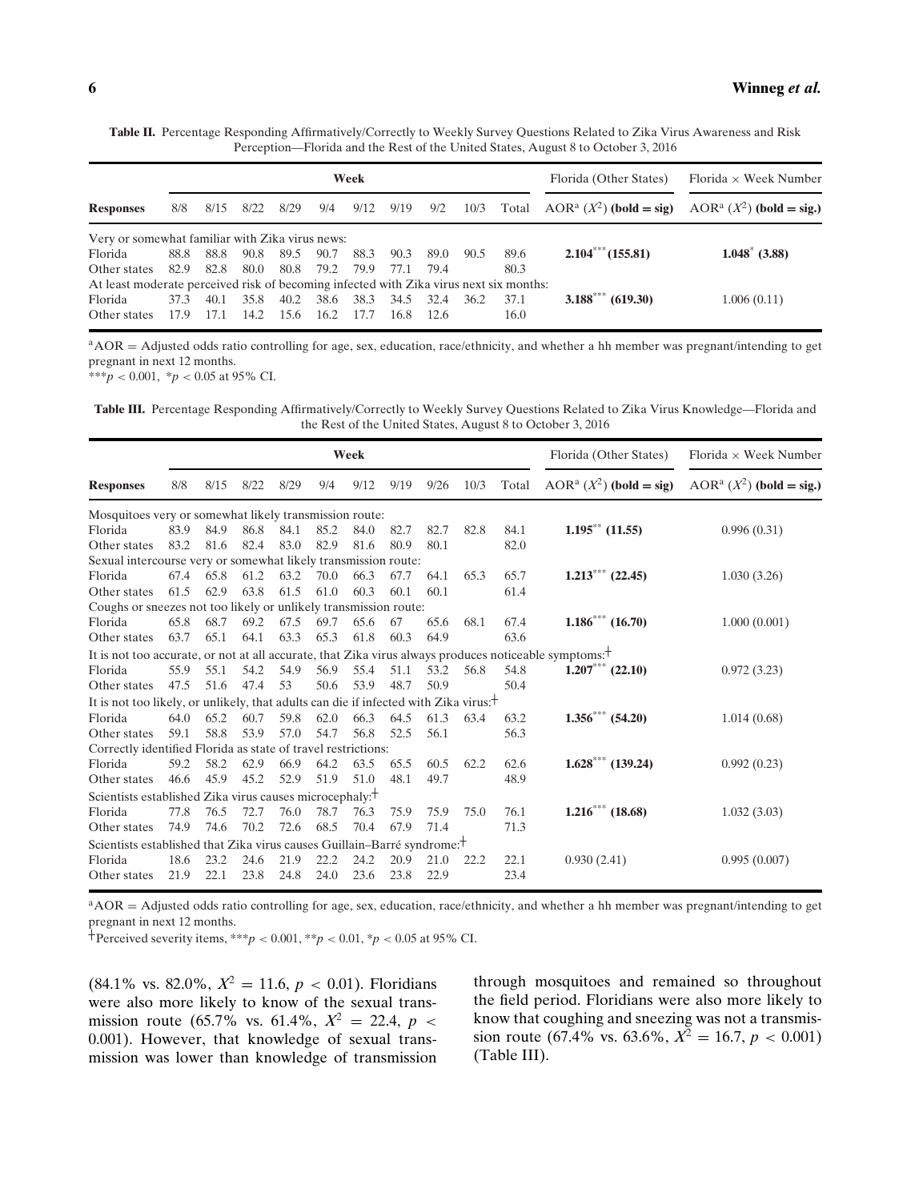**Table II.** Percentage Responding Affirmatively/Correctly to Weekly Survey Questions Related to Zika Virus Awareness and Risk Perception—Florida and the Rest of the United States, August 8 to October 3, 2016

| | Week | | | | | | | | | | Florida (Other States) | Florida × Week Number |
|---|---|---|---|---|---|---|---|---|---|---|---|---|
| **Responses** | 8/8 | 8/15 | 8/22 | 8/29 | 9/4 | 9/12 | 9/19 | 9/2 | 10/3 | Total | AOR[a] ($X^2$) (**bold = sig**) | AOR[a] ($X^2$) (**bold = sig.**) |
| Very or somewhat familiar with Zika virus news: | | | | | | | | | | | | |
| Florida | 88.8 | 88.8 | 90.8 | 89.5 | 90.7 | 88.3 | 90.3 | 89.0 | 90.5 | 89.6 | **2.104*** (155.81)** | **1.048* (3.88)** |
| Other states | 82.9 | 82.8 | 80.0 | 80.8 | 79.2 | 79.9 | 77.1 | 79.4 | | 80.3 | | |
| At least moderate perceived risk of becoming infected with Zika virus next six months: | | | | | | | | | | | | |
| Florida | 37.3 | 40.1 | 35.8 | 40.2 | 38.6 | 38.3 | 34.5 | 32.4 | 36.2 | 37.1 | **3.188*** (619.30)** | 1.006 (0.11) |
| Other states | 17.9 | 17.1 | 14.2 | 15.6 | 16.2 | 17.7 | 16.8 | 12.6 | | 16.0 | | |

[a]AOR = Adjusted odds ratio controlling for age, sex, education, race/ethnicity, and whether a hh member was pregnant/intending to get pregnant in next 12 months.

***$p < 0.001$, *$p < 0.05$ at 95% CI.

**Table III.** Percentage Responding Affirmatively/Correctly to Weekly Survey Questions Related to Zika Virus Knowledge—Florida and the Rest of the United States, August 8 to October 3, 2016

| | Week | | | | | | | | | | Florida (Other States) | Florida × Week Number |
|---|---|---|---|---|---|---|---|---|---|---|---|---|
| **Responses** | 8/8 | 8/15 | 8/22 | 8/29 | 9/4 | 9/12 | 9/19 | 9/26 | 10/3 | Total | AOR[a] ($X^2$) (**bold = sig**) | AOR[a] ($X^2$) (**bold = sig.**) |
| Mosquitoes very or somewhat likely transmission route: | | | | | | | | | | | | |
| Florida | 83.9 | 84.9 | 86.8 | 84.1 | 85.2 | 84.0 | 82.7 | 82.7 | 82.8 | 84.1 | **1.195** (11.55)** | 0.996 (0.31) |
| Other states | 83.2 | 81.6 | 82.4 | 83.0 | 82.9 | 81.6 | 80.9 | 80.1 | | 82.0 | | |
| Sexual intercourse very or somewhat likely transmission route: | | | | | | | | | | | | |
| Florida | 67.4 | 65.8 | 61.2 | 63.2 | 70.0 | 66.3 | 67.7 | 64.1 | 65.3 | 65.7 | **1.213*** (22.45)** | 1.030 (3.26) |
| Other states | 61.5 | 62.9 | 63.8 | 61.5 | 61.0 | 60.3 | 60.1 | 60.1 | | 61.4 | | |
| Coughs or sneezes not too likely or unlikely transmission route: | | | | | | | | | | | | |
| Florida | 65.8 | 68.7 | 69.2 | 67.5 | 69.7 | 65.6 | 67 | 65.6 | 68.1 | 67.4 | **1.186*** (16.70)** | 1.000 (0.001) |
| Other states | 63.7 | 65.1 | 64.1 | 63.3 | 65.3 | 61.8 | 60.3 | 64.9 | | 63.6 | | |
| It is not too accurate, or not at all accurate, that Zika virus always produces noticeable symptoms:† | | | | | | | | | | | | |
| Florida | 55.9 | 55.1 | 54.2 | 54.9 | 56.9 | 55.4 | 51.1 | 53.2 | 56.8 | 54.8 | **1.207*** (22.10)** | 0.972 (3.23) |
| Other states | 47.5 | 51.6 | 47.4 | 53 | 50.6 | 53.9 | 48.7 | 50.9 | | 50.4 | | |
| It is not too likely, or unlikely, that adults can die if infected with Zika virus:† | | | | | | | | | | | | |
| Florida | 64.0 | 65.2 | 60.7 | 59.8 | 62.0 | 66.3 | 64.5 | 61.3 | 63.4 | 63.2 | **1.356*** (54.20)** | 1.014 (0.68) |
| Other states | 59.1 | 58.8 | 53.9 | 57.0 | 54.7 | 56.8 | 52.5 | 56.1 | | 56.3 | | |
| Correctly identified Florida as state of travel restrictions: | | | | | | | | | | | | |
| Florida | 59.2 | 58.2 | 62.9 | 66.9 | 64.2 | 63.5 | 65.5 | 60.5 | 62.2 | 62.6 | **1.628*** (139.24)** | 0.992 (0.23) |
| Other states | 46.6 | 45.9 | 45.2 | 52.9 | 51.9 | 51.0 | 48.1 | 49.7 | | 48.9 | | |
| Scientists established Zika virus causes microcephaly:† | | | | | | | | | | | | |
| Florida | 77.8 | 76.5 | 72.7 | 76.0 | 78.7 | 76.3 | 75.9 | 75.9 | 75.0 | 76.1 | **1.216*** (18.68)** | 1.032 (3.03) |
| Other states | 74.9 | 74.6 | 70.2 | 72.6 | 68.5 | 70.4 | 67.9 | 71.4 | | 71.3 | | |
| Scientists established that Zika virus causes Guillain–Barré syndrome:† | | | | | | | | | | | | |
| Florida | 18.6 | 23.2 | 24.6 | 21.9 | 22.2 | 24.2 | 20.9 | 21.0 | 22.2 | 22.1 | 0.930 (2.41) | 0.995 (0.007) |
| Other states | 21.9 | 22.1 | 23.8 | 24.8 | 24.0 | 23.6 | 23.8 | 22.9 | | 23.4 | | |

[a]AOR = Adjusted odds ratio controlling for age, sex, education, race/ethnicity, and whether a hh member was pregnant/intending to get pregnant in next 12 months.

†Perceived severity items, ***$p < 0.001$, **$p < 0.01$, *$p < 0.05$ at 95% CI.

(84.1% vs. 82.0%, $X^2 = 11.6$, $p < 0.01$). Floridians were also more likely to know of the sexual transmission route (65.7% vs. 61.4%, $X^2 = 22.4$, $p < 0.001$). However, that knowledge of sexual transmission was lower than knowledge of transmission through mosquitoes and remained so throughout the field period. Floridians were also more likely to know that coughing and sneezing was not a transmission route (67.4% vs. 63.6%, $X^2 = 16.7$, $p < 0.001$) (Table III).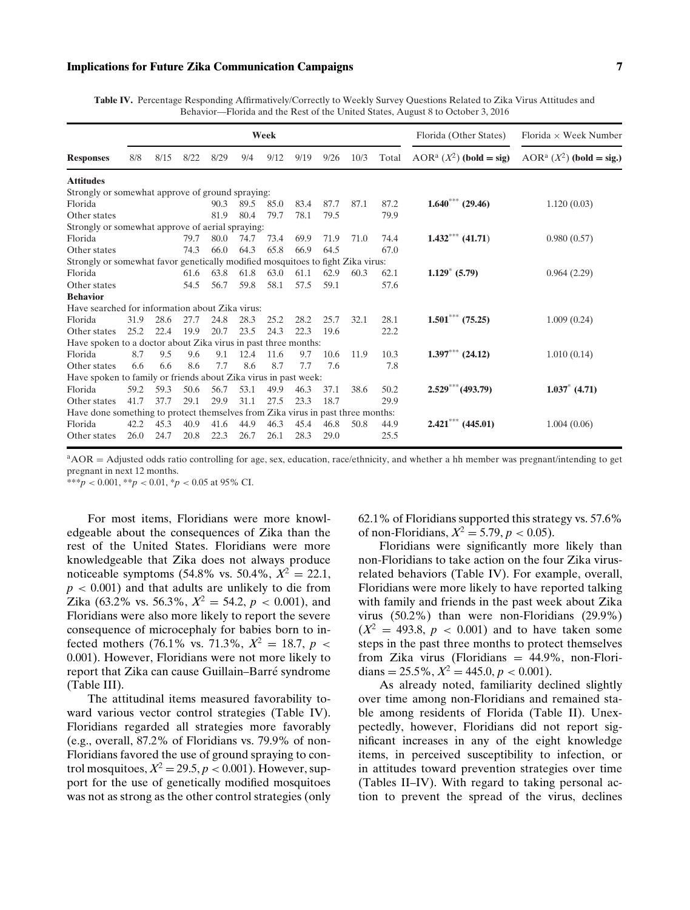**Table IV.** Percentage Responding Affirmatively/Correctly to Weekly Survey Questions Related to Zika Virus Attitudes and Behavior—Florida and the Rest of the United States, August 8 to October 3, 2016

| Responses | Week | | | | | | | | | | Florida (Other States) | Florida × Week Number |
|---|---|---|---|---|---|---|---|---|---|---|---|---|
| | 8/8 | 8/15 | 8/22 | 8/29 | 9/4 | 9/12 | 9/19 | 9/26 | 10/3 | Total | AOR[a] ($X^2$) **(bold = sig)** | AOR[a] ($X^2$) **(bold = sig.)** |
| **Attitudes** | | | | | | | | | | | | |
| Strongly or somewhat approve of ground spraying: | | | | | | | | | | | | |
| Florida | | | | 90.3 | 89.5 | 85.0 | 83.4 | 87.7 | 87.1 | 87.2 | **1.640**$^{***}$ **(29.46)** | 1.120 (0.03) |
| Other states | | | | 81.9 | 80.4 | 79.7 | 78.1 | 79.5 | | 79.9 | | |
| Strongly or somewhat approve of aerial spraying: | | | | | | | | | | | | |
| Florida | | | 79.7 | 80.0 | 74.7 | 73.4 | 69.9 | 71.9 | 71.0 | 74.4 | **1.432**$^{***}$ **(41.71)** | 0.980 (0.57) |
| Other states | | | 74.3 | 66.0 | 64.3 | 65.8 | 66.9 | 64.5 | | 67.0 | | |
| Strongly or somewhat favor genetically modified mosquitoes to fight Zika virus: | | | | | | | | | | | | |
| Florida | | | 61.6 | 63.8 | 61.8 | 63.0 | 61.1 | 62.9 | 60.3 | 62.1 | **1.129**$^{*}$ **(5.79)** | 0.964 (2.29) |
| Other states | | | 54.5 | 56.7 | 59.8 | 58.1 | 57.5 | 59.1 | | 57.6 | | |
| **Behavior** | | | | | | | | | | | | |
| Have searched for information about Zika virus: | | | | | | | | | | | | |
| Florida | 31.9 | 28.6 | 27.7 | 24.8 | 28.3 | 25.2 | 28.2 | 25.7 | 32.1 | 28.1 | **1.501**$^{***}$ **(75.25)** | 1.009 (0.24) |
| Other states | 25.2 | 22.4 | 19.9 | 20.7 | 23.5 | 24.3 | 22.3 | 19.6 | | 22.2 | | |
| Have spoken to a doctor about Zika virus in past three months: | | | | | | | | | | | | |
| Florida | 8.7 | 9.5 | 9.6 | 9.1 | 12.4 | 11.6 | 9.7 | 10.6 | 11.9 | 10.3 | **1.397**$^{***}$ **(24.12)** | 1.010 (0.14) |
| Other states | 6.6 | 6.6 | 8.6 | 7.7 | 8.6 | 8.7 | 7.7 | 7.6 | | 7.8 | | |
| Have spoken to family or friends about Zika virus in past week: | | | | | | | | | | | | |
| Florida | 59.2 | 59.3 | 50.6 | 56.7 | 53.1 | 49.9 | 46.3 | 37.1 | 38.6 | 50.2 | **2.529**$^{***}$ **(493.79)** | **1.037**$^{*}$ **(4.71)** |
| Other states | 41.7 | 37.7 | 29.1 | 29.9 | 31.1 | 27.5 | 23.3 | 18.7 | | 29.9 | | |
| Have done something to protect themselves from Zika virus in past three months: | | | | | | | | | | | | |
| Florida | 42.2 | 45.3 | 40.9 | 41.6 | 44.9 | 46.3 | 45.4 | 46.8 | 50.8 | 44.9 | **2.421**$^{***}$ **(445.01)** | 1.004 (0.06) |
| Other states | 26.0 | 24.7 | 20.8 | 22.3 | 26.7 | 26.1 | 28.3 | 29.0 | | 25.5 | | |

[a]AOR = Adjusted odds ratio controlling for age, sex, education, race/ethnicity, and whether a hh member was pregnant/intending to get pregnant in next 12 months.

$^{***}p < 0.001$, $^{**}p < 0.01$, $^{*}p < 0.05$ at 95% CI.

For most items, Floridians were more knowledgeable about the consequences of Zika than the rest of the United States. Floridians were more knowledgeable that Zika does not always produce noticeable symptoms (54.8% vs. 50.4%, $X^2 = 22.1$, $p < 0.001$) and that adults are unlikely to die from Zika (63.2% vs. 56.3%, $X^2 = 54.2$, $p < 0.001$), and Floridians were also more likely to report the severe consequence of microcephaly for babies born to infected mothers (76.1% vs. 71.3%, $X^2 = 18.7$, $p < 0.001$). However, Floridians were not more likely to report that Zika can cause Guillain–Barré syndrome (Table III).

The attitudinal items measured favorability toward various vector control strategies (Table IV). Floridians regarded all strategies more favorably (e.g., overall, 87.2% of Floridians vs. 79.9% of non-Floridians favored the use of ground spraying to control mosquitoes, $X^2 = 29.5$, $p < 0.001$). However, support for the use of genetically modified mosquitoes was not as strong as the other control strategies (only 62.1% of Floridians supported this strategy vs. 57.6% of non-Floridians, $X^2 = 5.79$, $p < 0.05$).

Floridians were significantly more likely than non-Floridians to take action on the four Zika virus-related behaviors (Table IV). For example, overall, Floridians were more likely to have reported talking with family and friends in the past week about Zika virus (50.2%) than were non-Floridians (29.9%) ($X^2 = 493.8$, $p < 0.001$) and to have taken some steps in the past three months to protect themselves from Zika virus (Floridians = 44.9%, non-Floridians = 25.5%, $X^2 = 445.0$, $p < 0.001$).

As already noted, familiarity declined slightly over time among non-Floridians and remained stable among residents of Florida (Table II). Unexpectedly, however, Floridians did not report significant increases in any of the eight knowledge items, in perceived susceptibility to infection, or in attitudes toward prevention strategies over time (Tables II–IV). With regard to taking personal action to prevent the spread of the virus, declines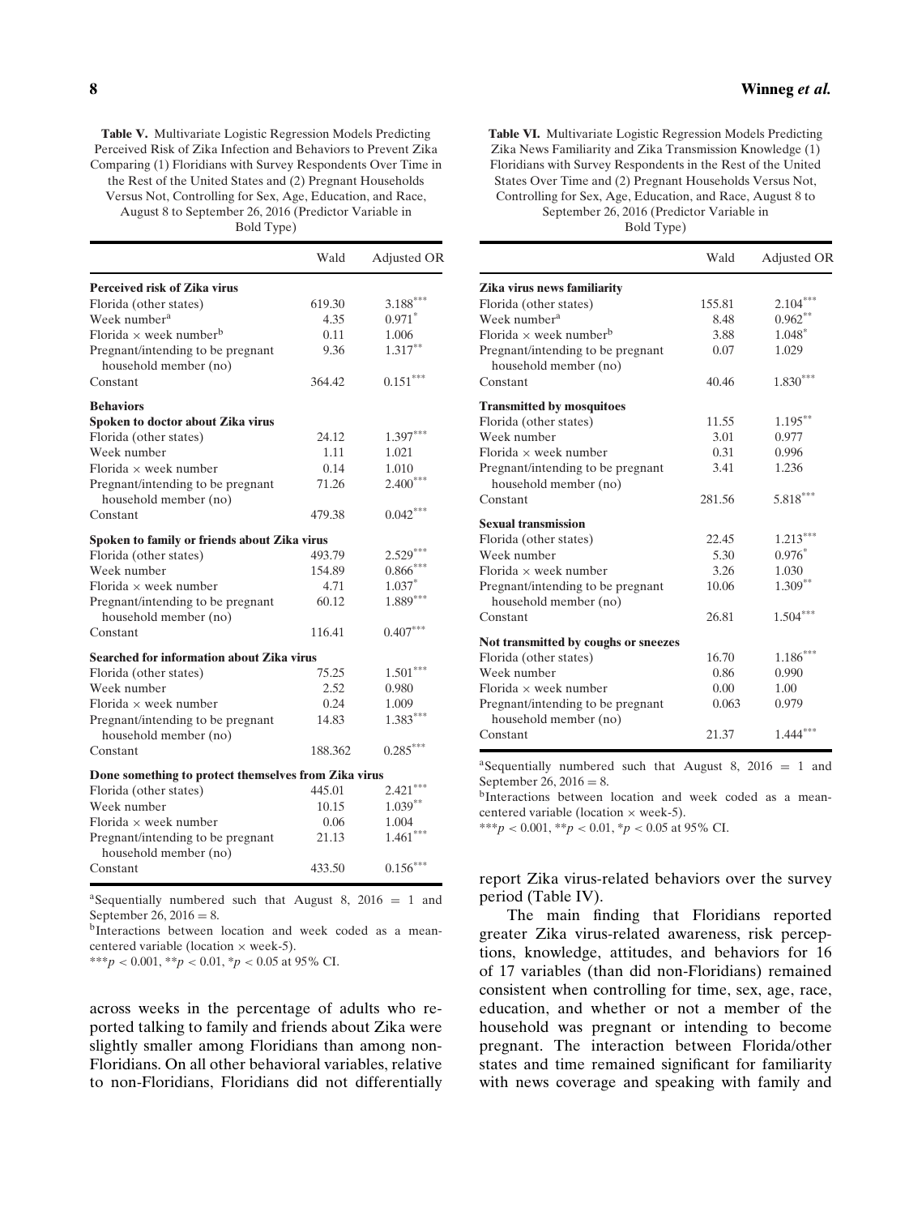**Table V.** Multivariate Logistic Regression Models Predicting Perceived Risk of Zika Infection and Behaviors to Prevent Zika Comparing (1) Floridians with Survey Respondents Over Time in the Rest of the United States and (2) Pregnant Households Versus Not, Controlling for Sex, Age, Education, and Race, August 8 to September 26, 2016 (Predictor Variable in Bold Type)

| | Wald | Adjusted OR |
|---|---|---|
| **Perceived risk of Zika virus** | | |
| Florida (other states) | 619.30 | 3.188*** |
| Week number[a] | 4.35 | 0.971* |
| Florida × week number[b] | 0.11 | 1.006 |
| Pregnant/intending to be pregnant household member (no) | 9.36 | 1.317** |
| Constant | 364.42 | 0.151*** |
| **Behaviors** | | |
| **Spoken to doctor about Zika virus** | | |
| Florida (other states) | 24.12 | 1.397*** |
| Week number | 1.11 | 1.021 |
| Florida × week number | 0.14 | 1.010 |
| Pregnant/intending to be pregnant household member (no) | 71.26 | 2.400*** |
| Constant | 479.38 | 0.042*** |
| **Spoken to family or friends about Zika virus** | | |
| Florida (other states) | 493.79 | 2.529*** |
| Week number | 154.89 | 0.866*** |
| Florida × week number | 4.71 | 1.037* |
| Pregnant/intending to be pregnant household member (no) | 60.12 | 1.889*** |
| Constant | 116.41 | 0.407*** |
| **Searched for information about Zika virus** | | |
| Florida (other states) | 75.25 | 1.501*** |
| Week number | 2.52 | 0.980 |
| Florida × week number | 0.24 | 1.009 |
| Pregnant/intending to be pregnant household member (no) | 14.83 | 1.383*** |
| Constant | 188.362 | 0.285*** |
| **Done something to protect themselves from Zika virus** | | |
| Florida (other states) | 445.01 | 2.421*** |
| Week number | 10.15 | 1.039** |
| Florida × week number | 0.06 | 1.004 |
| Pregnant/intending to be pregnant household member (no) | 21.13 | 1.461*** |
| Constant | 433.50 | 0.156*** |

[a]Sequentially numbered such that August 8, 2016 = 1 and September 26, 2016 = 8.
[b]Interactions between location and week coded as a mean-centered variable (location × week-5).
***$p < 0.001$, **$p < 0.01$, *$p < 0.05$ at 95% CI.

across weeks in the percentage of adults who reported talking to family and friends about Zika were slightly smaller among Floridians than among non-Floridians. On all other behavioral variables, relative to non-Floridians, Floridians did not differentially report Zika virus-related behaviors over the survey period (Table IV).

**Table VI.** Multivariate Logistic Regression Models Predicting Zika News Familiarity and Zika Transmission Knowledge (1) Floridians with Survey Respondents in the Rest of the United States Over Time and (2) Pregnant Households Versus Not, Controlling for Sex, Age, Education, and Race, August 8 to September 26, 2016 (Predictor Variable in Bold Type)

| | Wald | Adjusted OR |
|---|---|---|
| **Zika virus news familiarity** | | |
| Florida (other states) | 155.81 | 2.104*** |
| Week number[a] | 8.48 | 0.962** |
| Florida × week number[b] | 3.88 | 1.048* |
| Pregnant/intending to be pregnant household member (no) | 0.07 | 1.029 |
| Constant | 40.46 | 1.830*** |
| **Transmitted by mosquitoes** | | |
| Florida (other states) | 11.55 | 1.195** |
| Week number | 3.01 | 0.977 |
| Florida × week number | 0.31 | 0.996 |
| Pregnant/intending to be pregnant household member (no) | 3.41 | 1.236 |
| Constant | 281.56 | 5.818*** |
| **Sexual transmission** | | |
| Florida (other states) | 22.45 | 1.213*** |
| Week number | 5.30 | 0.976* |
| Florida × week number | 3.26 | 1.030 |
| Pregnant/intending to be pregnant household member (no) | 10.06 | 1.309** |
| Constant | 26.81 | 1.504*** |
| **Not transmitted by coughs or sneezes** | | |
| Florida (other states) | 16.70 | 1.186*** |
| Week number | 0.86 | 0.990 |
| Florida × week number | 0.00 | 1.00 |
| Pregnant/intending to be pregnant household member (no) | 0.063 | 0.979 |
| Constant | 21.37 | 1.444*** |

[a]Sequentially numbered such that August 8, 2016 = 1 and September 26, 2016 = 8.
[b]Interactions between location and week coded as a mean-centered variable (location × week-5).
***$p < 0.001$, **$p < 0.01$, *$p < 0.05$ at 95% CI.

The main finding that Floridians reported greater Zika virus-related awareness, risk perceptions, knowledge, attitudes, and behaviors for 16 of 17 variables (than did non-Floridians) remained consistent when controlling for time, sex, age, race, education, and whether or not a member of the household was pregnant or intending to become pregnant. The interaction between Florida/other states and time remained significant for familiarity with news coverage and speaking with family and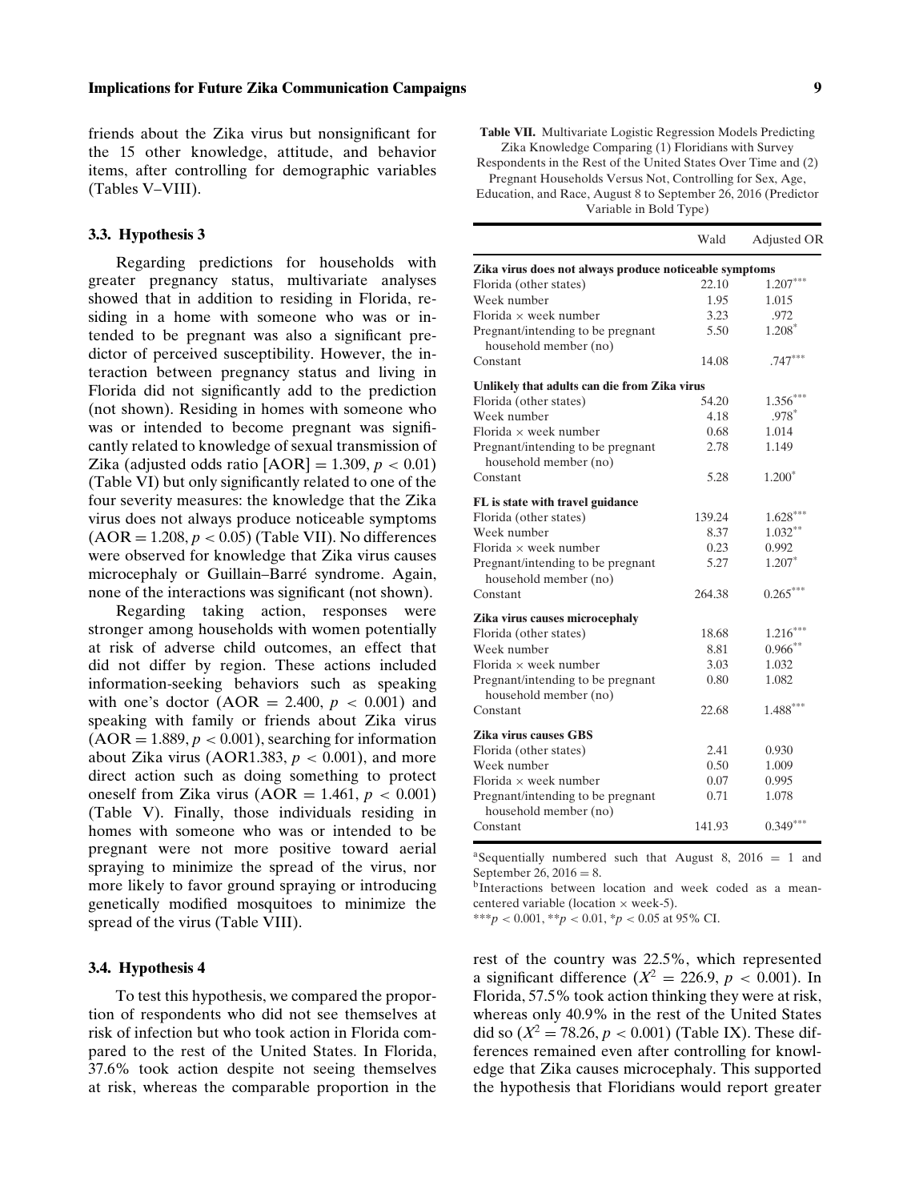friends about the Zika virus but nonsignificant for the 15 other knowledge, attitude, and behavior items, after controlling for demographic variables (Tables V–VIII).

### 3.3. Hypothesis 3

Regarding predictions for households with greater pregnancy status, multivariate analyses showed that in addition to residing in Florida, residing in a home with someone who was or intended to be pregnant was also a significant predictor of perceived susceptibility. However, the interaction between pregnancy status and living in Florida did not significantly add to the prediction (not shown). Residing in homes with someone who was or intended to become pregnant was significantly related to knowledge of sexual transmission of Zika (adjusted odds ratio [AOR] = 1.309, $p < 0.01$) (Table VI) but only significantly related to one of the four severity measures: the knowledge that the Zika virus does not always produce noticeable symptoms (AOR = 1.208, $p < 0.05$) (Table VII). No differences were observed for knowledge that Zika virus causes microcephaly or Guillain–Barré syndrome. Again, none of the interactions was significant (not shown).

Regarding taking action, responses were stronger among households with women potentially at risk of adverse child outcomes, an effect that did not differ by region. These actions included information-seeking behaviors such as speaking with one's doctor (AOR = 2.400, $p < 0.001$) and speaking with family or friends about Zika virus (AOR = 1.889, $p < 0.001$), searching for information about Zika virus (AOR1.383, $p < 0.001$), and more direct action such as doing something to protect oneself from Zika virus (AOR = 1.461, $p < 0.001$) (Table V). Finally, those individuals residing in homes with someone who was or intended to be pregnant were not more positive toward aerial spraying to minimize the spread of the virus, nor more likely to favor ground spraying or introducing genetically modified mosquitoes to minimize the spread of the virus (Table VIII).

### 3.4. Hypothesis 4

To test this hypothesis, we compared the proportion of respondents who did not see themselves at risk of infection but who took action in Florida compared to the rest of the United States. In Florida, 37.6% took action despite not seeing themselves at risk, whereas the comparable proportion in the rest of the country was 22.5%, which represented a significant difference ($X^2 = 226.9$, $p < 0.001$). In Florida, 57.5% took action thinking they were at risk, whereas only 40.9% in the rest of the United States did so ($X^2 = 78.26$, $p < 0.001$) (Table IX). These differences remained even after controlling for knowledge that Zika causes microcephaly. This supported the hypothesis that Floridians would report greater

**Table VII.** Multivariate Logistic Regression Models Predicting Zika Knowledge Comparing (1) Floridians with Survey Respondents in the Rest of the United States Over Time and (2) Pregnant Households Versus Not, Controlling for Sex, Age, Education, and Race, August 8 to September 26, 2016 (Predictor Variable in Bold Type)

| | Wald | Adjusted OR |
|---|---|---|
| **Zika virus does not always produce noticeable symptoms** | | |
| Florida (other states) | 22.10 | 1.207*** |
| Week number | 1.95 | 1.015 |
| Florida × week number | 3.23 | .972 |
| Pregnant/intending to be pregnant household member (no) | 5.50 | 1.208* |
| Constant | 14.08 | .747*** |
| **Unlikely that adults can die from Zika virus** | | |
| Florida (other states) | 54.20 | 1.356*** |
| Week number | 4.18 | .978* |
| Florida × week number | 0.68 | 1.014 |
| Pregnant/intending to be pregnant household member (no) | 2.78 | 1.149 |
| Constant | 5.28 | 1.200* |
| **FL is state with travel guidance** | | |
| Florida (other states) | 139.24 | 1.628*** |
| Week number | 8.37 | 1.032** |
| Florida × week number | 0.23 | 0.992 |
| Pregnant/intending to be pregnant household member (no) | 5.27 | 1.207* |
| Constant | 264.38 | 0.265*** |
| **Zika virus causes microcephaly** | | |
| Florida (other states) | 18.68 | 1.216*** |
| Week number | 8.81 | 0.966** |
| Florida × week number | 3.03 | 1.032 |
| Pregnant/intending to be pregnant household member (no) | 0.80 | 1.082 |
| Constant | 22.68 | 1.488*** |
| **Zika virus causes GBS** | | |
| Florida (other states) | 2.41 | 0.930 |
| Week number | 0.50 | 1.009 |
| Florida × week number | 0.07 | 0.995 |
| Pregnant/intending to be pregnant household member (no) | 0.71 | 1.078 |
| Constant | 141.93 | 0.349*** |

[a]Sequentially numbered such that August 8, 2016 = 1 and September 26, 2016 = 8.

[b]Interactions between location and week coded as a mean-centered variable (location × week-5).

***$p < 0.001$, **$p < 0.01$, *$p < 0.05$ at 95% CI.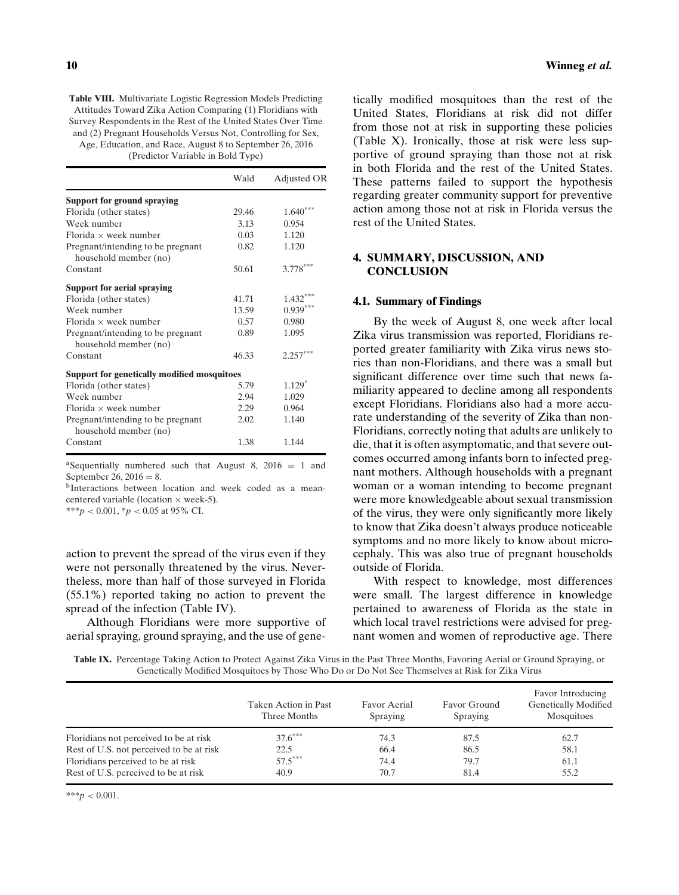**Table VIII.** Multivariate Logistic Regression Models Predicting Attitudes Toward Zika Action Comparing (1) Floridians with Survey Respondents in the Rest of the United States Over Time and (2) Pregnant Households Versus Not, Controlling for Sex, Age, Education, and Race, August 8 to September 26, 2016 (Predictor Variable in Bold Type)

| | Wald | Adjusted OR |
|---|---|---|
| **Support for ground spraying** | | |
| Florida (other states) | 29.46 | 1.640*** |
| Week number | 3.13 | 0.954 |
| Florida × week number | 0.03 | 1.120 |
| Pregnant/intending to be pregnant household member (no) | 0.82 | 1.120 |
| Constant | 50.61 | 3.778*** |
| **Support for aerial spraying** | | |
| Florida (other states) | 41.71 | 1.432*** |
| Week number | 13.59 | 0.939*** |
| Florida × week number | 0.57 | 0.980 |
| Pregnant/intending to be pregnant household member (no) | 0.89 | 1.095 |
| Constant | 46.33 | 2.257*** |
| **Support for genetically modified mosquitoes** | | |
| Florida (other states) | 5.79 | 1.129* |
| Week number | 2.94 | 1.029 |
| Florida × week number | 2.29 | 0.964 |
| Pregnant/intending to be pregnant household member (no) | 2.02 | 1.140 |
| Constant | 1.38 | 1.144 |

[a]Sequentially numbered such that August 8, 2016 = 1 and September 26, 2016 = 8.

[b]Interactions between location and week coded as a mean-centered variable (location × week-5).

***$p < 0.001$, *$p < 0.05$ at 95% CI.

action to prevent the spread of the virus even if they were not personally threatened by the virus. Nevertheless, more than half of those surveyed in Florida (55.1%) reported taking no action to prevent the spread of the infection (Table IV).

Although Floridians were more supportive of aerial spraying, ground spraying, and the use of genetically modified mosquitoes than the rest of the United States, Floridians at risk did not differ from those not at risk in supporting these policies (Table X). Ironically, those at risk were less supportive of ground spraying than those not at risk in both Florida and the rest of the United States. These patterns failed to support the hypothesis regarding greater community support for preventive action among those not at risk in Florida versus the rest of the United States.

## 4. SUMMARY, DISCUSSION, AND CONCLUSION

### 4.1. Summary of Findings

By the week of August 8, one week after local Zika virus transmission was reported, Floridians reported greater familiarity with Zika virus news stories than non-Floridians, and there was a small but significant difference over time such that news familiarity appeared to decline among all respondents except Floridians. Floridians also had a more accurate understanding of the severity of Zika than non-Floridians, correctly noting that adults are unlikely to die, that it is often asymptomatic, and that severe outcomes occurred among infants born to infected pregnant mothers. Although households with a pregnant woman or a woman intending to become pregnant were more knowledgeable about sexual transmission of the virus, they were only significantly more likely to know that Zika doesn't always produce noticeable symptoms and no more likely to know about microcephaly. This was also true of pregnant households outside of Florida.

With respect to knowledge, most differences were small. The largest difference in knowledge pertained to awareness of Florida as the state in which local travel restrictions were advised for pregnant women and women of reproductive age. There

**Table IX.** Percentage Taking Action to Protect Against Zika Virus in the Past Three Months, Favoring Aerial or Ground Spraying, or Genetically Modified Mosquitoes by Those Who Do or Do Not See Themselves at Risk for Zika Virus

| | Taken Action in Past Three Months | Favor Aerial Spraying | Favor Ground Spraying | Favor Introducing Genetically Modified Mosquitoes |
|---|---|---|---|---|
| Floridians not perceived to be at risk | 37.6*** | 74.3 | 87.5 | 62.7 |
| Rest of U.S. not perceived to be at risk | 22.5 | 66.4 | 86.5 | 58.1 |
| Floridians perceived to be at risk | 57.5*** | 74.4 | 79.7 | 61.1 |
| Rest of U.S. perceived to be at risk | 40.9 | 70.7 | 81.4 | 55.2 |

***$p < 0.001$.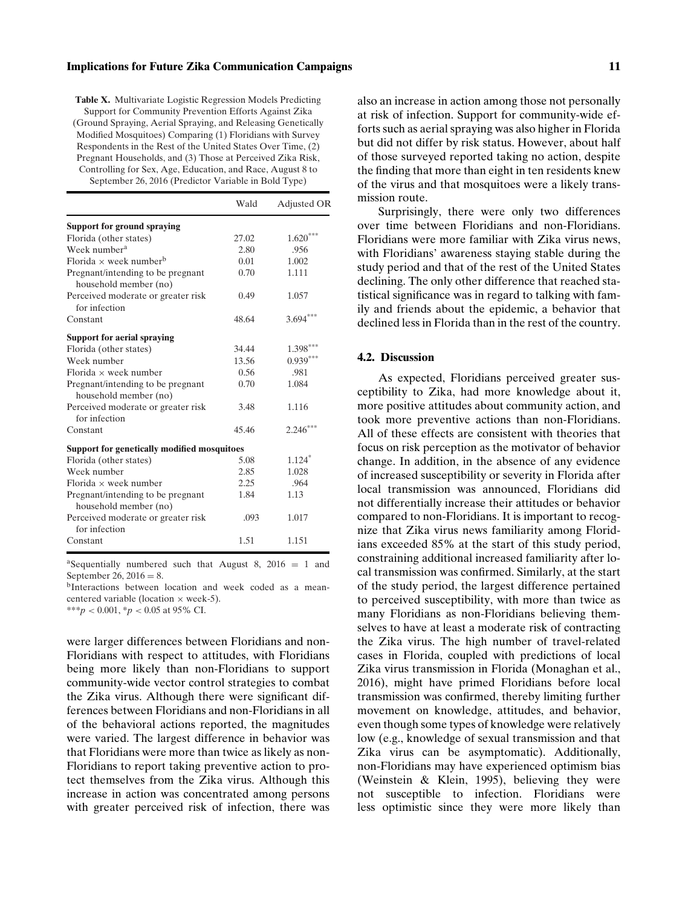**Table X.** Multivariate Logistic Regression Models Predicting Support for Community Prevention Efforts Against Zika (Ground Spraying, Aerial Spraying, and Releasing Genetically Modified Mosquitoes) Comparing (1) Floridians with Survey Respondents in the Rest of the United States Over Time, (2) Pregnant Households, and (3) Those at Perceived Zika Risk, Controlling for Sex, Age, Education, and Race, August 8 to September 26, 2016 (Predictor Variable in Bold Type)

| | Wald | Adjusted OR |
|---|---|---|
| **Support for ground spraying** | | |
| Florida (other states) | 27.02 | 1.620*** |
| Week number[a] | 2.80 | .956 |
| Florida × week number[b] | 0.01 | 1.002 |
| Pregnant/intending to be pregnant household member (no) | 0.70 | 1.111 |
| Perceived moderate or greater risk for infection | 0.49 | 1.057 |
| Constant | 48.64 | 3.694*** |
| **Support for aerial spraying** | | |
| Florida (other states) | 34.44 | 1.398*** |
| Week number | 13.56 | 0.939*** |
| Florida × week number | 0.56 | .981 |
| Pregnant/intending to be pregnant household member (no) | 0.70 | 1.084 |
| Perceived moderate or greater risk for infection | 3.48 | 1.116 |
| Constant | 45.46 | 2.246*** |
| **Support for genetically modified mosquitoes** | | |
| Florida (other states) | 5.08 | 1.124* |
| Week number | 2.85 | 1.028 |
| Florida × week number | 2.25 | .964 |
| Pregnant/intending to be pregnant household member (no) | 1.84 | 1.13 |
| Perceived moderate or greater risk for infection | .093 | 1.017 |
| Constant | 1.51 | 1.151 |

[a]Sequentially numbered such that August 8, 2016 = 1 and September 26, 2016 = 8.

[b]Interactions between location and week coded as a mean-centered variable (location × week-5).

***$p < 0.001$, *$p < 0.05$ at 95% CI.

were larger differences between Floridians and non-Floridians with respect to attitudes, with Floridians being more likely than non-Floridians to support community-wide vector control strategies to combat the Zika virus. Although there were significant differences between Floridians and non-Floridians in all of the behavioral actions reported, the magnitudes were varied. The largest difference in behavior was that Floridians were more than twice as likely as non-Floridians to report taking preventive action to protect themselves from the Zika virus. Although this increase in action was concentrated among persons with greater perceived risk of infection, there was also an increase in action among those not personally at risk of infection. Support for community-wide efforts such as aerial spraying was also higher in Florida but did not differ by risk status. However, about half of those surveyed reported taking no action, despite the finding that more than eight in ten residents knew of the virus and that mosquitoes were a likely transmission route.

Surprisingly, there were only two differences over time between Floridians and non-Floridians. Floridians were more familiar with Zika virus news, with Floridians' awareness staying stable during the study period and that of the rest of the United States declining. The only other difference that reached statistical significance was in regard to talking with family and friends about the epidemic, a behavior that declined less in Florida than in the rest of the country.

### 4.2. Discussion

As expected, Floridians perceived greater susceptibility to Zika, had more knowledge about it, more positive attitudes about community action, and took more preventive actions than non-Floridians. All of these effects are consistent with theories that focus on risk perception as the motivator of behavior change. In addition, in the absence of any evidence of increased susceptibility or severity in Florida after local transmission was announced, Floridians did not differentially increase their attitudes or behavior compared to non-Floridians. It is important to recognize that Zika virus news familiarity among Floridians exceeded 85% at the start of this study period, constraining additional increased familiarity after local transmission was confirmed. Similarly, at the start of the study period, the largest difference pertained to perceived susceptibility, with more than twice as many Floridians as non-Floridians believing themselves to have at least a moderate risk of contracting the Zika virus. The high number of travel-related cases in Florida, coupled with predictions of local Zika virus transmission in Florida (Monaghan et al., 2016), might have primed Floridians before local transmission was confirmed, thereby limiting further movement on knowledge, attitudes, and behavior, even though some types of knowledge were relatively low (e.g., knowledge of sexual transmission and that Zika virus can be asymptomatic). Additionally, non-Floridians may have experienced optimism bias (Weinstein & Klein, 1995), believing they were not susceptible to infection. Floridians were less optimistic since they were more likely than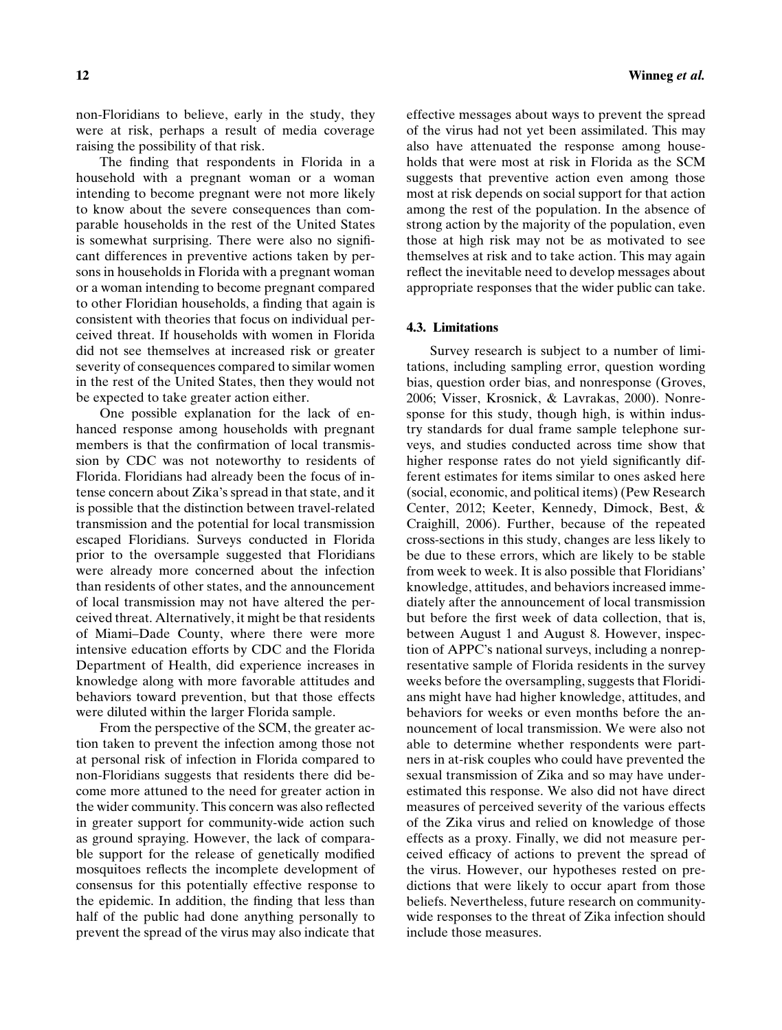non-Floridians to believe, early in the study, they were at risk, perhaps a result of media coverage raising the possibility of that risk.

The finding that respondents in Florida in a household with a pregnant woman or a woman intending to become pregnant were not more likely to know about the severe consequences than comparable households in the rest of the United States is somewhat surprising. There were also no significant differences in preventive actions taken by persons in households in Florida with a pregnant woman or a woman intending to become pregnant compared to other Floridian households, a finding that again is consistent with theories that focus on individual perceived threat. If households with women in Florida did not see themselves at increased risk or greater severity of consequences compared to similar women in the rest of the United States, then they would not be expected to take greater action either.

One possible explanation for the lack of enhanced response among households with pregnant members is that the confirmation of local transmission by CDC was not noteworthy to residents of Florida. Floridians had already been the focus of intense concern about Zika's spread in that state, and it is possible that the distinction between travel-related transmission and the potential for local transmission escaped Floridians. Surveys conducted in Florida prior to the oversample suggested that Floridians were already more concerned about the infection than residents of other states, and the announcement of local transmission may not have altered the perceived threat. Alternatively, it might be that residents of Miami–Dade County, where there were more intensive education efforts by CDC and the Florida Department of Health, did experience increases in knowledge along with more favorable attitudes and behaviors toward prevention, but that those effects were diluted within the larger Florida sample.

From the perspective of the SCM, the greater action taken to prevent the infection among those not at personal risk of infection in Florida compared to non-Floridians suggests that residents there did become more attuned to the need for greater action in the wider community. This concern was also reflected in greater support for community-wide action such as ground spraying. However, the lack of comparable support for the release of genetically modified mosquitoes reflects the incomplete development of consensus for this potentially effective response to the epidemic. In addition, the finding that less than half of the public had done anything personally to prevent the spread of the virus may also indicate that effective messages about ways to prevent the spread of the virus had not yet been assimilated. This may also have attenuated the response among households that were most at risk in Florida as the SCM suggests that preventive action even among those most at risk depends on social support for that action among the rest of the population. In the absence of strong action by the majority of the population, even those at high risk may not be as motivated to see themselves at risk and to take action. This may again reflect the inevitable need to develop messages about appropriate responses that the wider public can take.

### 4.3. Limitations

Survey research is subject to a number of limitations, including sampling error, question wording bias, question order bias, and nonresponse (Groves, 2006; Visser, Krosnick, & Lavrakas, 2000). Nonresponse for this study, though high, is within industry standards for dual frame sample telephone surveys, and studies conducted across time show that higher response rates do not yield significantly different estimates for items similar to ones asked here (social, economic, and political items) (Pew Research Center, 2012; Keeter, Kennedy, Dimock, Best, & Craighill, 2006). Further, because of the repeated cross-sections in this study, changes are less likely to be due to these errors, which are likely to be stable from week to week. It is also possible that Floridians' knowledge, attitudes, and behaviors increased immediately after the announcement of local transmission but before the first week of data collection, that is, between August 1 and August 8. However, inspection of APPC's national surveys, including a nonrepresentative sample of Florida residents in the survey weeks before the oversampling, suggests that Floridians might have had higher knowledge, attitudes, and behaviors for weeks or even months before the announcement of local transmission. We were also not able to determine whether respondents were partners in at-risk couples who could have prevented the sexual transmission of Zika and so may have underestimated this response. We also did not have direct measures of perceived severity of the various effects of the Zika virus and relied on knowledge of those effects as a proxy. Finally, we did not measure perceived efficacy of actions to prevent the spread of the virus. However, our hypotheses rested on predictions that were likely to occur apart from those beliefs. Nevertheless, future research on community-wide responses to the threat of Zika infection should include those measures.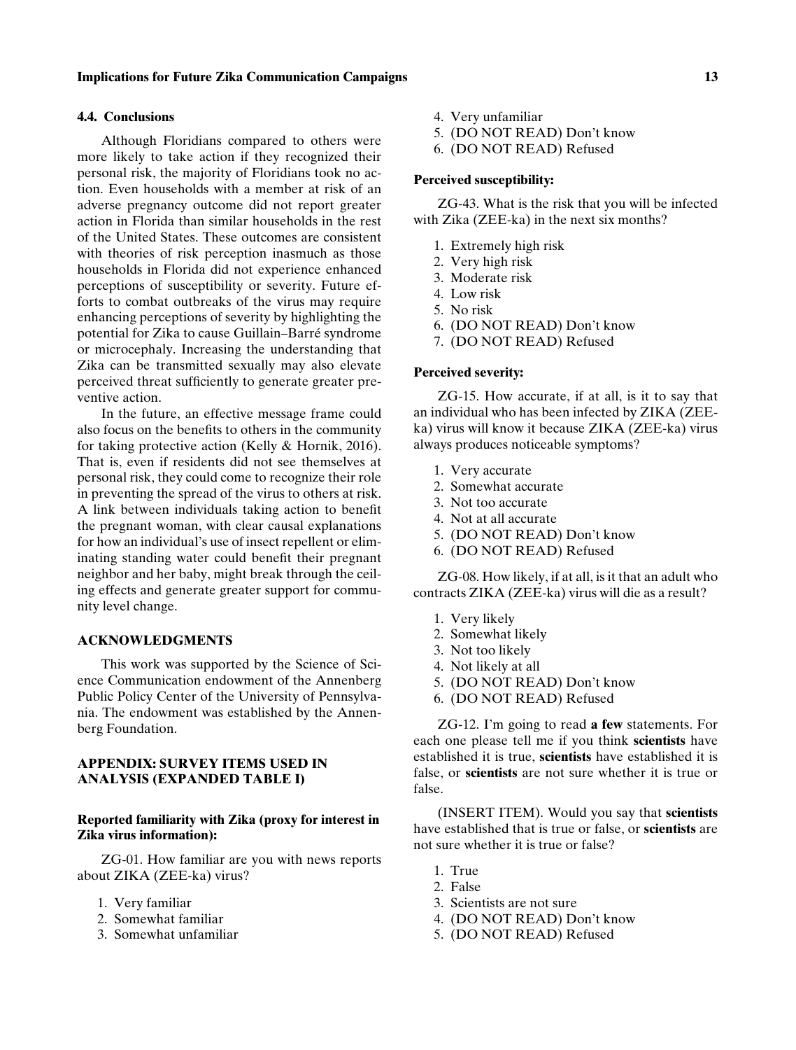### 4.4. Conclusions

Although Floridians compared to others were more likely to take action if they recognized their personal risk, the majority of Floridians took no action. Even households with a member at risk of an adverse pregnancy outcome did not report greater action in Florida than similar households in the rest of the United States. These outcomes are consistent with theories of risk perception inasmuch as those households in Florida did not experience enhanced perceptions of susceptibility or severity. Future efforts to combat outbreaks of the virus may require enhancing perceptions of severity by highlighting the potential for Zika to cause Guillain–Barré syndrome or microcephaly. Increasing the understanding that Zika can be transmitted sexually may also elevate perceived threat sufficiently to generate greater preventive action.

In the future, an effective message frame could also focus on the benefits to others in the community for taking protective action (Kelly & Hornik, 2016). That is, even if residents did not see themselves at personal risk, they could come to recognize their role in preventing the spread of the virus to others at risk. A link between individuals taking action to benefit the pregnant woman, with clear causal explanations for how an individual's use of insect repellent or eliminating standing water could benefit their pregnant neighbor and her baby, might break through the ceiling effects and generate greater support for community level change.

## ACKNOWLEDGMENTS

This work was supported by the Science of Science Communication endowment of the Annenberg Public Policy Center of the University of Pennsylvania. The endowment was established by the Annenberg Foundation.

## APPENDIX: SURVEY ITEMS USED IN ANALYSIS (EXPANDED TABLE I)

**Reported familiarity with Zika (proxy for interest in Zika virus information):**

ZG-01. How familiar are you with news reports about ZIKA (ZEE-ka) virus?

1. Very familiar
2. Somewhat familiar
3. Somewhat unfamiliar
4. Very unfamiliar
5. (DO NOT READ) Don't know
6. (DO NOT READ) Refused

**Perceived susceptibility:**

ZG-43. What is the risk that you will be infected with Zika (ZEE-ka) in the next six months?

1. Extremely high risk
2. Very high risk
3. Moderate risk
4. Low risk
5. No risk
6. (DO NOT READ) Don't know
7. (DO NOT READ) Refused

**Perceived severity:**

ZG-15. How accurate, if at all, is it to say that an individual who has been infected by ZIKA (ZEE-ka) virus will know it because ZIKA (ZEE-ka) virus always produces noticeable symptoms?

1. Very accurate
2. Somewhat accurate
3. Not too accurate
4. Not at all accurate
5. (DO NOT READ) Don't know
6. (DO NOT READ) Refused

ZG-08. How likely, if at all, is it that an adult who contracts ZIKA (ZEE-ka) virus will die as a result?

1. Very likely
2. Somewhat likely
3. Not too likely
4. Not likely at all
5. (DO NOT READ) Don't know
6. (DO NOT READ) Refused

ZG-12. I'm going to read **a few** statements. For each one please tell me if you think **scientists** have established it is true, **scientists** have established it is false, or **scientists** are not sure whether it is true or false.

(INSERT ITEM). Would you say that **scientists** have established that is true or false, or **scientists** are not sure whether it is true or false?

1. True
2. False
3. Scientists are not sure
4. (DO NOT READ) Don't know
5. (DO NOT READ) Refused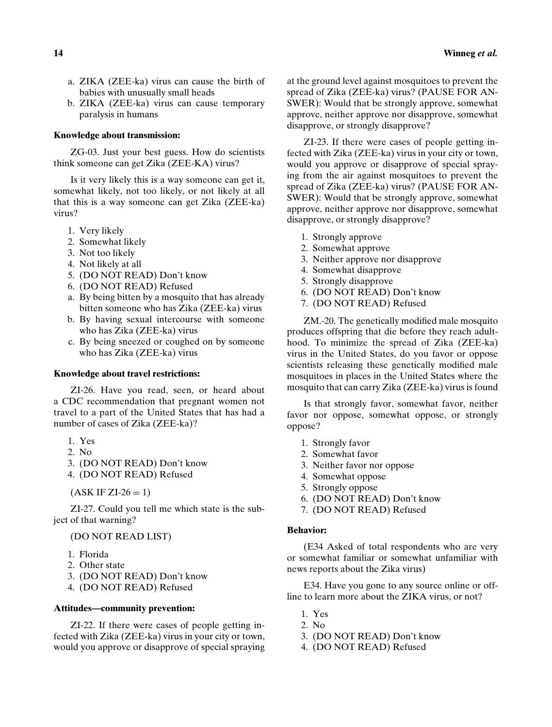a. ZIKA (ZEE-ka) virus can cause the birth of babies with unusually small heads
b. ZIKA (ZEE-ka) virus can cause temporary paralysis in humans

**Knowledge about transmission:**

ZG-03. Just your best guess. How do scientists think someone can get Zika (ZEE-KA) virus?

Is it very likely this is a way someone can get it, somewhat likely, not too likely, or not likely at all that this is a way someone can get Zika (ZEE-ka) virus?

1. Very likely
2. Somewhat likely
3. Not too likely
4. Not likely at all
5. (DO NOT READ) Don't know
6. (DO NOT READ) Refused

a. By being bitten by a mosquito that has already bitten someone who has Zika (ZEE-ka) virus
b. By having sexual intercourse with someone who has Zika (ZEE-ka) virus
c. By being sneezed or coughed on by someone who has Zika (ZEE-ka) virus

**Knowledge about travel restrictions:**

ZI-26. Have you read, seen, or heard about a CDC recommendation that pregnant women not travel to a part of the United States that has had a number of cases of Zika (ZEE-ka)?

1. Yes
2. No
3. (DO NOT READ) Don't know
4. (DO NOT READ) Refused

(ASK IF ZI-26 = 1)

ZI-27. Could you tell me which state is the subject of that warning?

(DO NOT READ LIST)

1. Florida
2. Other state
3. (DO NOT READ) Don't know
4. (DO NOT READ) Refused

**Attitudes—community prevention:**

ZI-22. If there were cases of people getting infected with Zika (ZEE-ka) virus in your city or town, would you approve or disapprove of special spraying at the ground level against mosquitoes to prevent the spread of Zika (ZEE-ka) virus? (PAUSE FOR ANSWER): Would that be strongly approve, somewhat approve, neither approve nor disapprove, somewhat disapprove, or strongly disapprove?

ZI-23. If there were cases of people getting infected with Zika (ZEE-ka) virus in your city or town, would you approve or disapprove of special spraying from the air against mosquitoes to prevent the spread of Zika (ZEE-ka) virus? (PAUSE FOR ANSWER): Would that be strongly approve, somewhat approve, neither approve nor disapprove, somewhat disapprove, or strongly disapprove?

1. Strongly approve
2. Somewhat approve
3. Neither approve nor disapprove
4. Somewhat disapprove
5. Strongly disapprove
6. (DO NOT READ) Don't know
7. (DO NOT READ) Refused

ZM.-20. The genetically modified male mosquito produces offspring that die before they reach adulthood. To minimize the spread of Zika (ZEE-ka) virus in the United States, do you favor or oppose scientists releasing these genetically modified male mosquitoes in places in the United States where the mosquito that can carry Zika (ZEE-ka) virus is found

Is that strongly favor, somewhat favor, neither favor nor oppose, somewhat oppose, or strongly oppose?

1. Strongly favor
2. Somewhat favor
3. Neither favor nor oppose
4. Somewhat oppose
5. Strongly oppose
6. (DO NOT READ) Don't know
7. (DO NOT READ) Refused

**Behavior:**

(E34 Asked of total respondents who are very or somewhat familiar or somewhat unfamiliar with news reports about the Zika virus)

E34. Have you gone to any source online or offline to learn more about the ZIKA virus, or not?

1. Yes
2. No
3. (DO NOT READ) Don't know
4. (DO NOT READ) Refused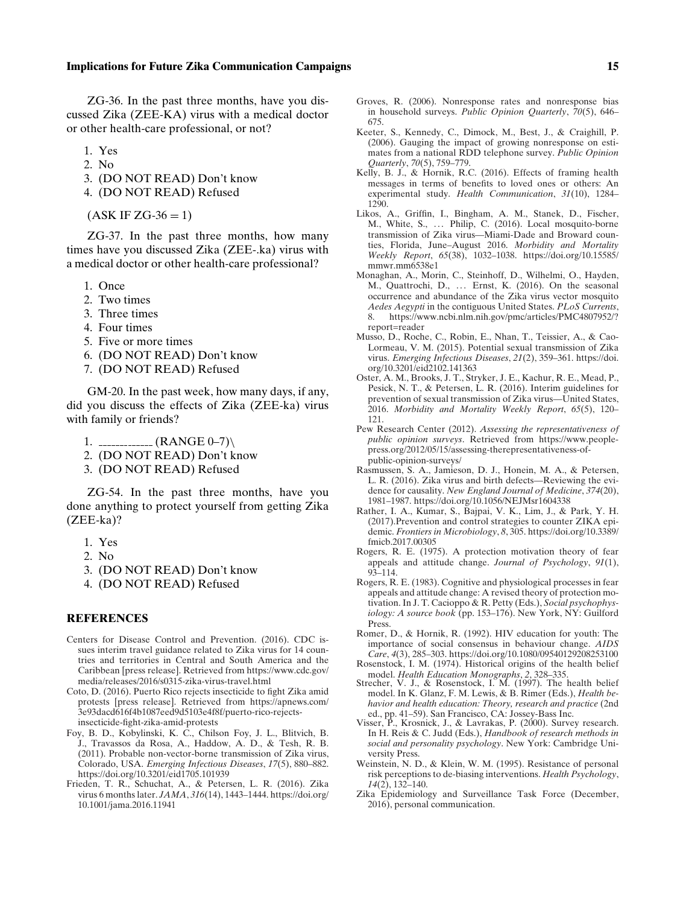ZG-36. In the past three months, have you discussed Zika (ZEE-KA) virus with a medical doctor or other health-care professional, or not?

1. Yes
2. No
3. (DO NOT READ) Don't know
4. (DO NOT READ) Refused

(ASK IF ZG-36 = 1)

ZG-37. In the past three months, how many times have you discussed Zika (ZEE-.ka) virus with a medical doctor or other health-care professional?

1. Once
2. Two times
3. Three times
4. Four times
5. Five or more times
6. (DO NOT READ) Don't know
7. (DO NOT READ) Refused

GM-20. In the past week, how many days, if any, did you discuss the effects of Zika (ZEE-ka) virus with family or friends?

1. ____________ (RANGE 0–7)\
2. (DO NOT READ) Don't know
3. (DO NOT READ) Refused

ZG-54. In the past three months, have you done anything to protect yourself from getting Zika (ZEE-ka)?

1. Yes
2. No
3. (DO NOT READ) Don't know
4. (DO NOT READ) Refused

## REFERENCES

Centers for Disease Control and Prevention. (2016). CDC issues interim travel guidance related to Zika virus for 14 countries and territories in Central and South America and the Caribbean [press release]. Retrieved from https://www.cdc.gov/media/releases/2016/s0315-zika-virus-travel.html

Coto, D. (2016). Puerto Rico rejects insecticide to fight Zika amid protests [press release]. Retrieved from https://apnews.com/3e93dacd616f4b1087eed9d5103e4f8f/puerto-rico-rejects-insecticide-fight-zika-amid-protests

Foy, B. D., Kobylinski, K. C., Chilson Foy, J. L., Blitvich, B. J., Travassos da Rosa, A., Haddow, A. D., & Tesh, R. B. (2011). Probable non-vector-borne transmission of Zika virus, Colorado, USA. *Emerging Infectious Diseases*, *17*(5), 880–882. https://doi.org/10.3201/eid1705.101939

Frieden, T. R., Schuchat, A., & Petersen, L. R. (2016). Zika virus 6 months later. *JAMA*, *316*(14), 1443–1444. https://doi.org/10.1001/jama.2016.11941

Groves, R. (2006). Nonresponse rates and nonresponse bias in household surveys. *Public Opinion Quarterly*, *70*(5), 646–675.

Keeter, S., Kennedy, C., Dimock, M., Best, J., & Craighill, P. (2006). Gauging the impact of growing nonresponse on estimates from a national RDD telephone survey. *Public Opinion Quarterly*, *70*(5), 759–779.

Kelly, B. J., & Hornik, R.C. (2016). Effects of framing health messages in terms of benefits to loved ones or others: An experimental study. *Health Communication*, *31*(10), 1284–1290.

Likos, A., Griffin, I., Bingham, A. M., Stanek, D., Fischer, M., White, S., … Philip, C. (2016). Local mosquito-borne transmission of Zika virus—Miami-Dade and Broward counties, Florida, June–August 2016. *Morbidity and Mortality Weekly Report*, *65*(38), 1032–1038. https://doi.org/10.15585/mmwr.mm6538e1

Monaghan, A., Morin, C., Steinhoff, D., Wilhelmi, O., Hayden, M., Quattrochi, D., … Ernst, K. (2016). On the seasonal occurrence and abundance of the Zika virus vector mosquito *Aedes Aegypti* in the contiguous United States. *PLoS Currents*, 8. https://www.ncbi.nlm.nih.gov/pmc/articles/PMC4807952/?report=reader

Musso, D., Roche, C., Robin, E., Nhan, T., Teissier, A., & Cao-Lormeau, V. M. (2015). Potential sexual transmission of Zika virus. *Emerging Infectious Diseases*, *21*(2), 359–361. https://doi.org/10.3201/eid2102.141363

Oster, A. M., Brooks, J. T., Stryker, J. E., Kachur, R. E., Mead, P., Pesick, N. T., & Petersen, L. R. (2016). Interim guidelines for prevention of sexual transmission of Zika virus—United States, 2016. *Morbidity and Mortality Weekly Report*, *65*(5), 120–121.

Pew Research Center (2012). *Assessing the representativeness of public opinion surveys*. Retrieved from https://www.people-press.org/2012/05/15/assessing-therepresentativeness-of-public-opinion-surveys/

Rasmussen, S. A., Jamieson, D. J., Honein, M. A., & Petersen, L. R. (2016). Zika virus and birth defects—Reviewing the evidence for causality. *New England Journal of Medicine*, *374*(20), 1981–1987. https://doi.org/10.1056/NEJMsr1604338

Rather, I. A., Kumar, S., Bajpai, V. K., Lim, J., & Park, Y. H. (2017).Prevention and control strategies to counter ZIKA epidemic. *Frontiers in Microbiology*, *8*, 305. https://doi.org/10.3389/fmicb.2017.00305

Rogers, R. E. (1975). A protection motivation theory of fear appeals and attitude change. *Journal of Psychology*, *91*(1), 93–114.

Rogers, R. E. (1983). Cognitive and physiological processes in fear appeals and attitude change: A revised theory of protection motivation. In J. T. Cacioppo & R. Petty (Eds.), *Social psychophysiology: A source book* (pp. 153–176). New York, NY: Guilford Press.

Romer, D., & Hornik, R. (1992). HIV education for youth: The importance of social consensus in behaviour change. *AIDS Care*, *4*(3), 285–303. https://doi.org/10.1080/09540129208253100

Rosenstock, I. M. (1974). Historical origins of the health belief model. *Health Education Monographs*, *2*, 328–335.

Strecher, V. J., & Rosenstock, I. M. (1997). The health belief model. In K. Glanz, F. M. Lewis, & B. Rimer (Eds.), *Health behavior and health education: Theory, research and practice* (2nd ed., pp. 41–59). San Francisco, CA: Jossey-Bass Inc.

Visser, P., Krosnick, J., & Lavrakas, P. (2000). Survey research. In H. Reis & C. Judd (Eds.), *Handbook of research methods in social and personality psychology*. New York: Cambridge University Press.

Weinstein, N. D., & Klein, W. M. (1995). Resistance of personal risk perceptions to de-biasing interventions. *Health Psychology*, *14*(2), 132–140.

Zika Epidemiology and Surveillance Task Force (December, 2016), personal communication.